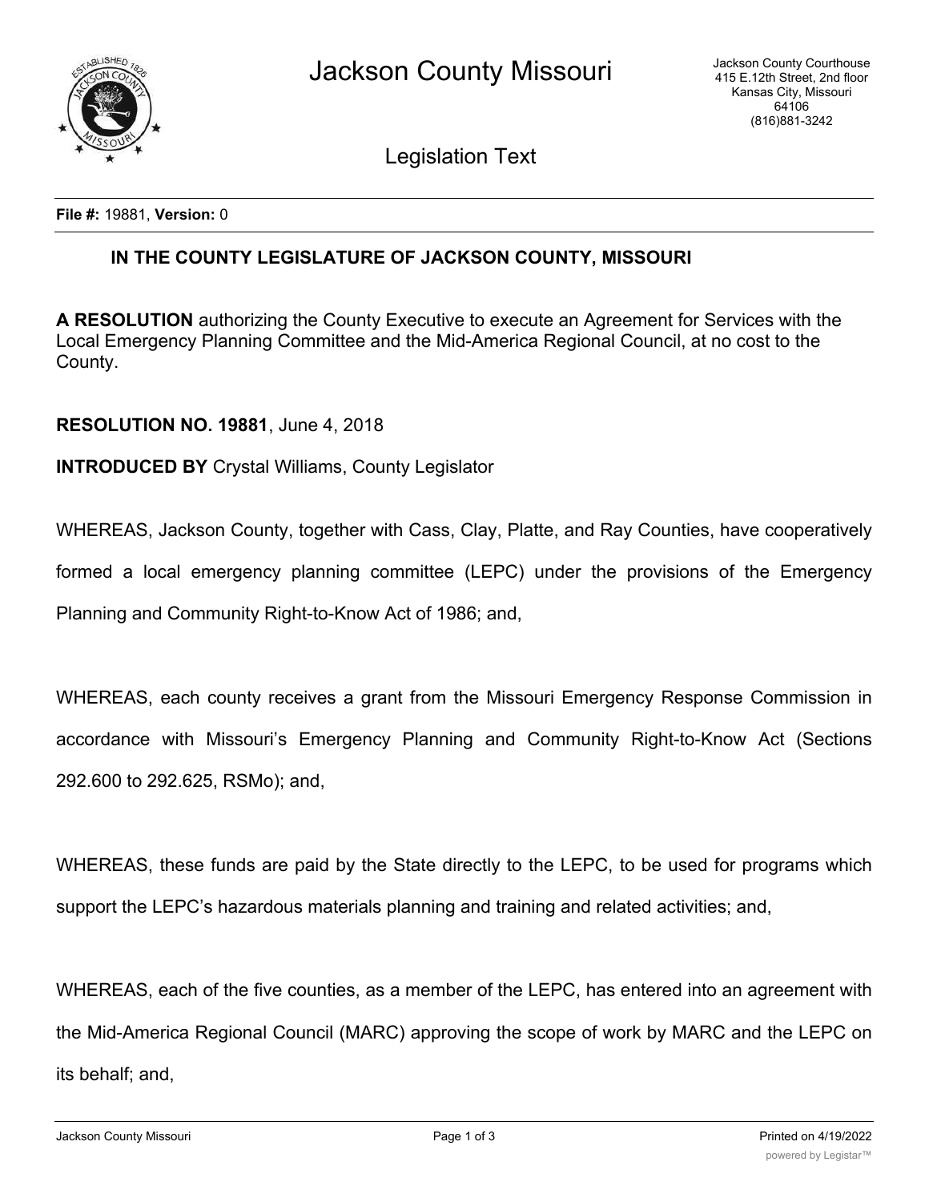# Jackson County Missouri

Jackson County Courthouse
415 E.12th Street, 2nd floor
Kansas City, Missouri
64106
(816)881-3242

## Legislation Text

**File #:** 19881, **Version:** 0

### IN THE COUNTY LEGISLATURE OF JACKSON COUNTY, MISSOURI

**A RESOLUTION** authorizing the County Executive to execute an Agreement for Services with the Local Emergency Planning Committee and the Mid-America Regional Council, at no cost to the County.

**RESOLUTION NO. 19881**, June 4, 2018

**INTRODUCED BY** Crystal Williams, County Legislator

WHEREAS, Jackson County, together with Cass, Clay, Platte, and Ray Counties, have cooperatively formed a local emergency planning committee (LEPC) under the provisions of the Emergency Planning and Community Right-to-Know Act of 1986; and,

WHEREAS, each county receives a grant from the Missouri Emergency Response Commission in accordance with Missouri's Emergency Planning and Community Right-to-Know Act (Sections 292.600 to 292.625, RSMo); and,

WHEREAS, these funds are paid by the State directly to the LEPC, to be used for programs which support the LEPC's hazardous materials planning and training and related activities; and,

WHEREAS, each of the five counties, as a member of the LEPC, has entered into an agreement with the Mid-America Regional Council (MARC) approving the scope of work by MARC and the LEPC on its behalf; and,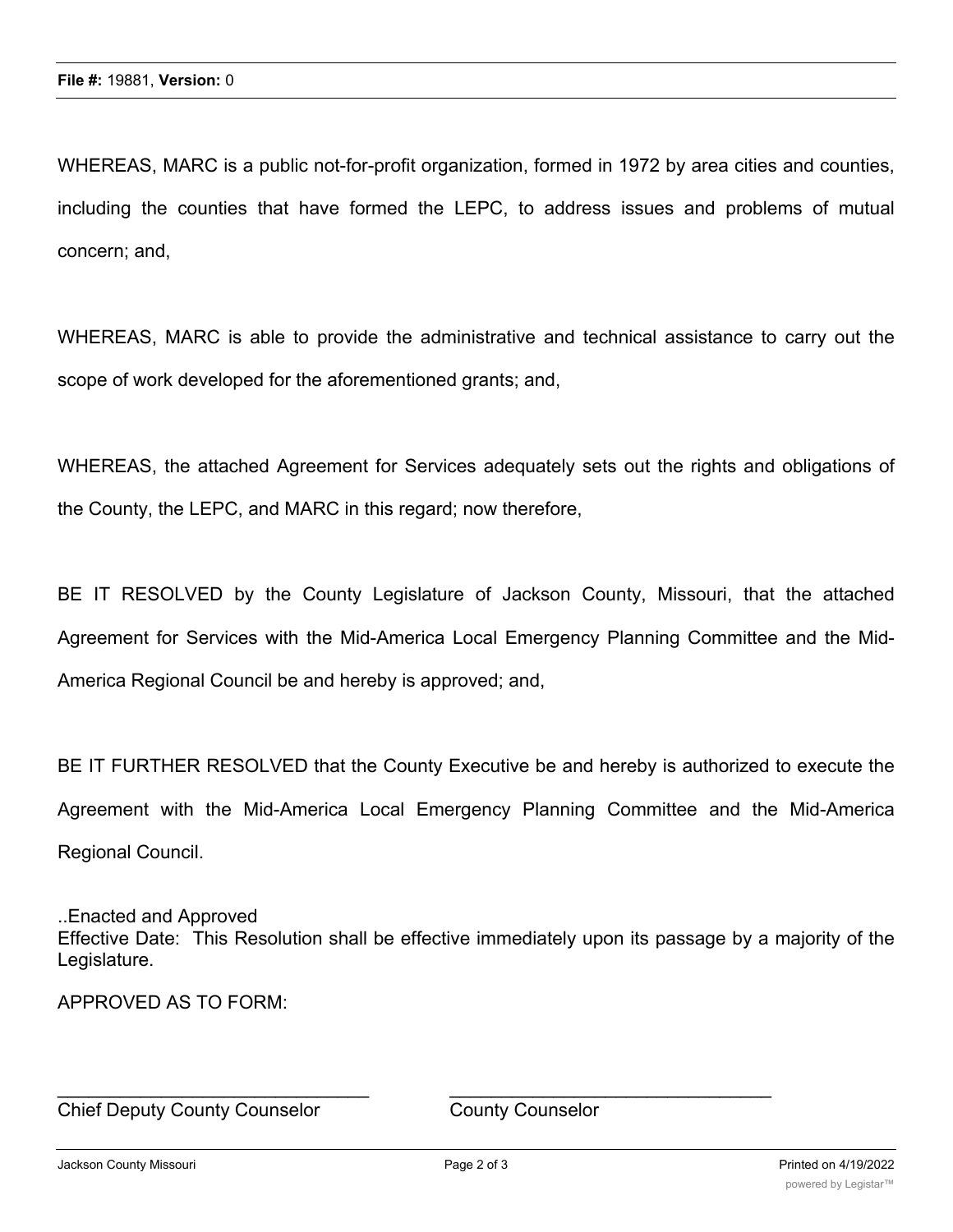WHEREAS, MARC is a public not-for-profit organization, formed in 1972 by area cities and counties, including the counties that have formed the LEPC, to address issues and problems of mutual concern; and,

WHEREAS, MARC is able to provide the administrative and technical assistance to carry out the scope of work developed for the aforementioned grants; and,

WHEREAS, the attached Agreement for Services adequately sets out the rights and obligations of the County, the LEPC, and MARC in this regard; now therefore,

BE IT RESOLVED by the County Legislature of Jackson County, Missouri, that the attached Agreement for Services with the Mid-America Local Emergency Planning Committee and the Mid-America Regional Council be and hereby is approved; and,

BE IT FURTHER RESOLVED that the County Executive be and hereby is authorized to execute the Agreement with the Mid-America Local Emergency Planning Committee and the Mid-America Regional Council.

..Enacted and Approved
Effective Date: This Resolution shall be effective immediately upon its passage by a majority of the Legislature.

APPROVED AS TO FORM:

_______________________________ _______________________________
Chief Deputy County Counselor County Counselor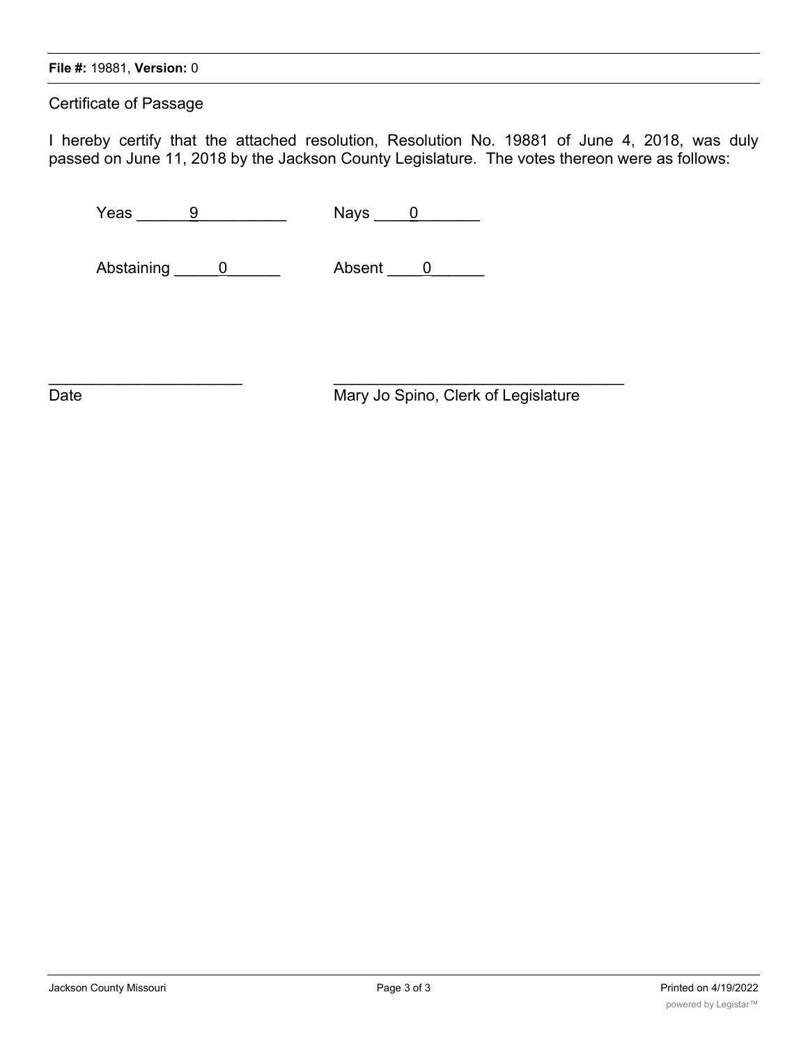**File #:** 19881, **Version:** 0

Certificate of Passage

I hereby certify that the attached resolution, Resolution No. 19881 of June 4, 2018, was duly passed on June 11, 2018 by the Jackson County Legislature. The votes thereon were as follows:

Yeas ______9__________ Nays ____0_______

Abstaining _____0______ Absent ____0______

______________________ ______________________________

Date Mary Jo Spino, Clerk of Legislature